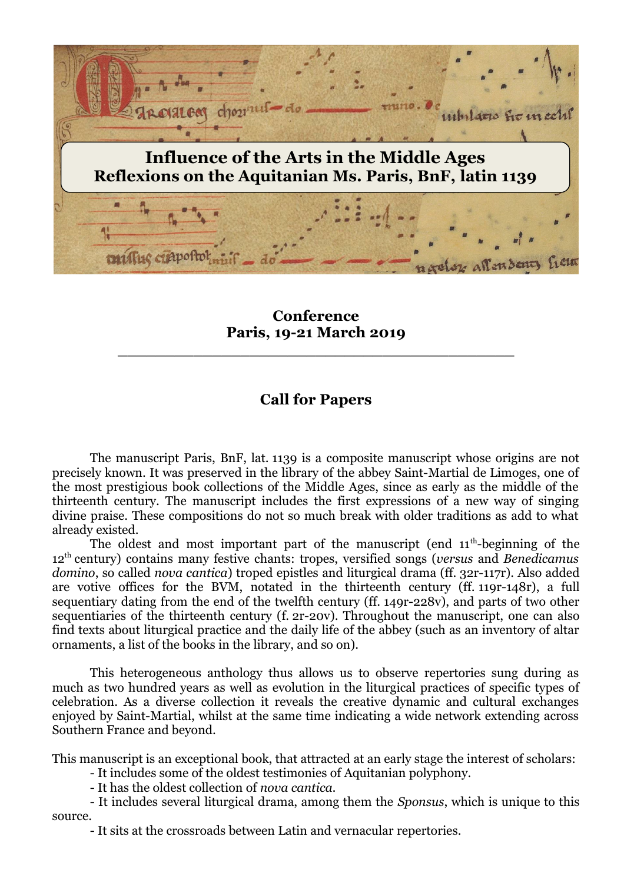# Influence of the Arts in the Middle Ages
# Reflexions on the Aquitanian Ms. Paris, BnF, latin 1139

**Conference**
**Paris, 19-21 March 2019**

---

## Call for Papers

The manuscript Paris, BnF, lat. 1139 is a composite manuscript whose origins are not precisely known. It was preserved in the library of the abbey Saint-Martial de Limoges, one of the most prestigious book collections of the Middle Ages, since as early as the middle of the thirteenth century. The manuscript includes the first expressions of a new way of singing divine praise. These compositions do not so much break with older traditions as add to what already existed.

The oldest and most important part of the manuscript (end 11th-beginning of the 12th century) contains many festive chants: tropes, versified songs (*versus* and *Benedicamus domino*, so called *nova cantica*) troped epistles and liturgical drama (ff. 32r-117r). Also added are votive offices for the BVM, notated in the thirteenth century (ff. 119r-148r), a full sequentiary dating from the end of the twelfth century (ff. 149r-228v), and parts of two other sequentiaries of the thirteenth century (f. 2r-20v). Throughout the manuscript, one can also find texts about liturgical practice and the daily life of the abbey (such as an inventory of altar ornaments, a list of the books in the library, and so on).

This heterogeneous anthology thus allows us to observe repertories sung during as much as two hundred years as well as evolution in the liturgical practices of specific types of celebration. As a diverse collection it reveals the creative dynamic and cultural exchanges enjoyed by Saint-Martial, whilst at the same time indicating a wide network extending across Southern France and beyond.

This manuscript is an exceptional book, that attracted at an early stage the interest of scholars:

- It includes some of the oldest testimonies of Aquitanian polyphony.
- It has the oldest collection of *nova cantica*.
- It includes several liturgical drama, among them the *Sponsus*, which is unique to this source.
- It sits at the crossroads between Latin and vernacular repertories.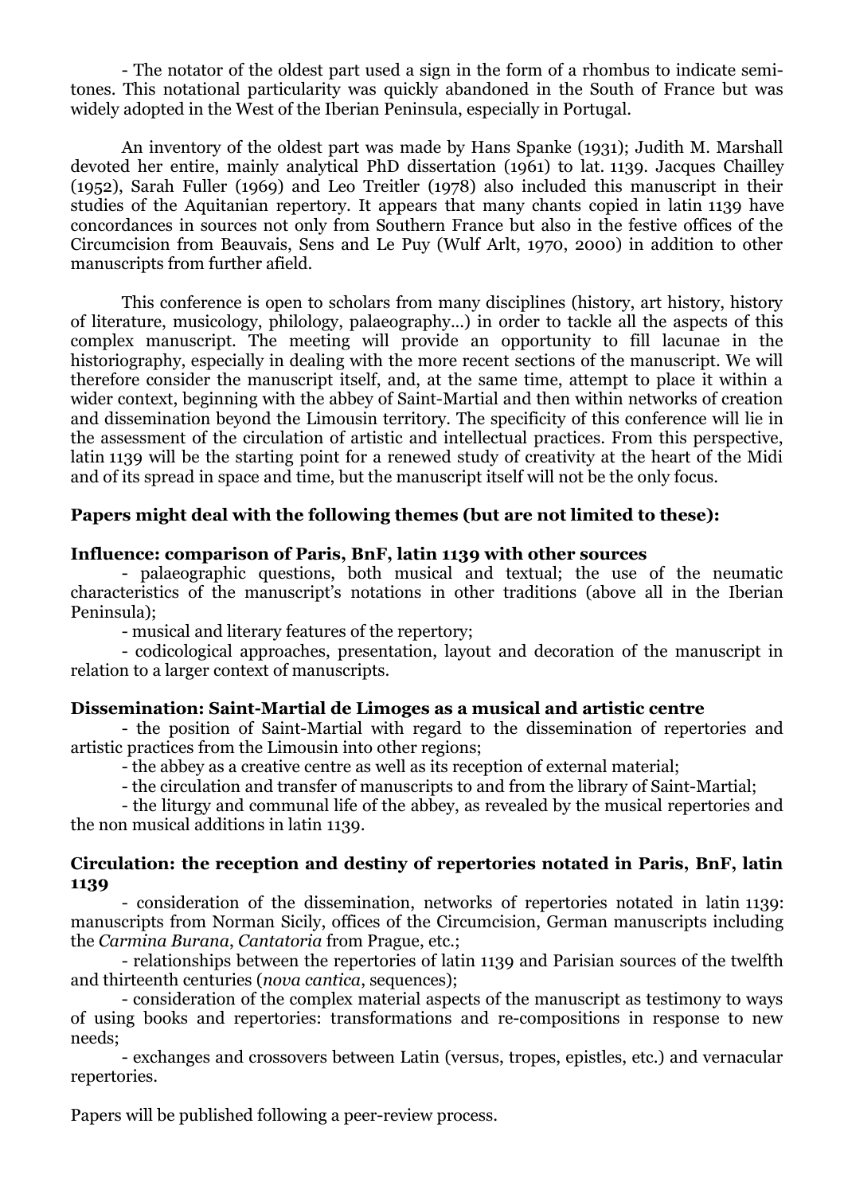- The notator of the oldest part used a sign in the form of a rhombus to indicate semi-tones. This notational particularity was quickly abandoned in the South of France but was widely adopted in the West of the Iberian Peninsula, especially in Portugal.

An inventory of the oldest part was made by Hans Spanke (1931); Judith M. Marshall devoted her entire, mainly analytical PhD dissertation (1961) to lat. 1139. Jacques Chailley (1952), Sarah Fuller (1969) and Leo Treitler (1978) also included this manuscript in their studies of the Aquitanian repertory. It appears that many chants copied in latin 1139 have concordances in sources not only from Southern France but also in the festive offices of the Circumcision from Beauvais, Sens and Le Puy (Wulf Arlt, 1970, 2000) in addition to other manuscripts from further afield.

This conference is open to scholars from many disciplines (history, art history, history of literature, musicology, philology, palaeography…) in order to tackle all the aspects of this complex manuscript. The meeting will provide an opportunity to fill lacunae in the historiography, especially in dealing with the more recent sections of the manuscript. We will therefore consider the manuscript itself, and, at the same time, attempt to place it within a wider context, beginning with the abbey of Saint-Martial and then within networks of creation and dissemination beyond the Limousin territory. The specificity of this conference will lie in the assessment of the circulation of artistic and intellectual practices. From this perspective, latin 1139 will be the starting point for a renewed study of creativity at the heart of the Midi and of its spread in space and time, but the manuscript itself will not be the only focus.

**Papers might deal with the following themes (but are not limited to these):**

**Influence: comparison of Paris, BnF, latin 1139 with other sources**

- palaeographic questions, both musical and textual; the use of the neumatic characteristics of the manuscript's notations in other traditions (above all in the Iberian Peninsula);
- musical and literary features of the repertory;
- codicological approaches, presentation, layout and decoration of the manuscript in relation to a larger context of manuscripts.

**Dissemination: Saint-Martial de Limoges as a musical and artistic centre**

- the position of Saint-Martial with regard to the dissemination of repertories and artistic practices from the Limousin into other regions;
- the abbey as a creative centre as well as its reception of external material;
- the circulation and transfer of manuscripts to and from the library of Saint-Martial;
- the liturgy and communal life of the abbey, as revealed by the musical repertories and the non musical additions in latin 1139.

**Circulation: the reception and destiny of repertories notated in Paris, BnF, latin 1139**

- consideration of the dissemination, networks of repertories notated in latin 1139: manuscripts from Norman Sicily, offices of the Circumcision, German manuscripts including the *Carmina Burana*, *Cantatoria* from Prague, etc.;
- relationships between the repertories of latin 1139 and Parisian sources of the twelfth and thirteenth centuries (*nova cantica*, sequences);
- consideration of the complex material aspects of the manuscript as testimony to ways of using books and repertories: transformations and re-compositions in response to new needs;
- exchanges and crossovers between Latin (versus, tropes, epistles, etc.) and vernacular repertories.

Papers will be published following a peer-review process.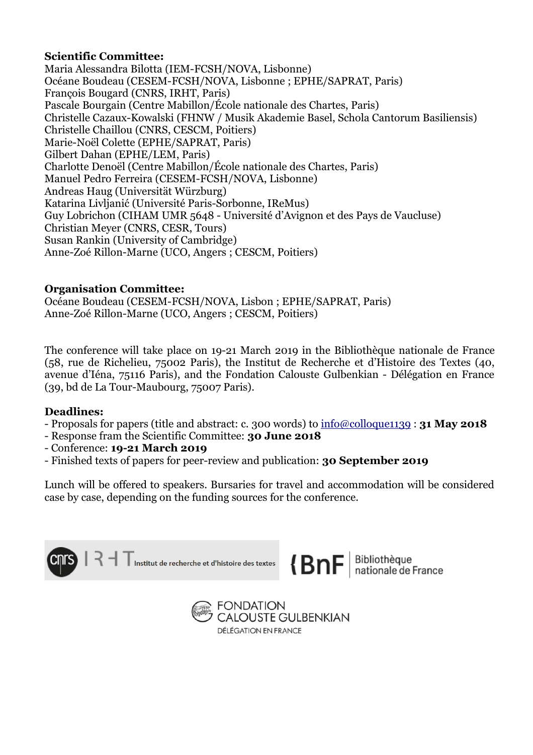**Scientific Committee:**
Maria Alessandra Bilotta (IEM-FCSH/NOVA, Lisbonne)
Océane Boudeau (CESEM-FCSH/NOVA, Lisbonne ; EPHE/SAPRAT, Paris)
François Bougard (CNRS, IRHT, Paris)
Pascale Bourgain (Centre Mabillon/École nationale des Chartes, Paris)
Christelle Cazaux-Kowalski (FHNW / Musik Akademie Basel, Schola Cantorum Basiliensis)
Christelle Chaillou (CNRS, CESCM, Poitiers)
Marie-Noël Colette (EPHE/SAPRAT, Paris)
Gilbert Dahan (EPHE/LEM, Paris)
Charlotte Denoël (Centre Mabillon/École nationale des Chartes, Paris)
Manuel Pedro Ferreira (CESEM-FCSH/NOVA, Lisbonne)
Andreas Haug (Universität Würzburg)
Katarina Livljanić (Université Paris-Sorbonne, IReMus)
Guy Lobrichon (CIHAM UMR 5648 - Université d'Avignon et des Pays de Vaucluse)
Christian Meyer (CNRS, CESR, Tours)
Susan Rankin (University of Cambridge)
Anne-Zoé Rillon-Marne (UCO, Angers ; CESCM, Poitiers)

**Organisation Committee:**
Océane Boudeau (CESEM-FCSH/NOVA, Lisbon ; EPHE/SAPRAT, Paris)
Anne-Zoé Rillon-Marne (UCO, Angers ; CESCM, Poitiers)

The conference will take place on 19-21 March 2019 in the Bibliothèque nationale de France (58, rue de Richelieu, 75002 Paris), the Institut de Recherche et d'Histoire des Textes (40, avenue d'Iéna, 75116 Paris), and the Fondation Calouste Gulbenkian - Délégation en France (39, bd de La Tour-Maubourg, 75007 Paris).

**Deadlines:**
- Proposals for papers (title and abstract: c. 300 words) to info@colloque1139 : **31 May 2018**
- Response fram the Scientific Committee: **30 June 2018**
- Conference: **19-21 March 2019**
- Finished texts of papers for peer-review and publication: **30 September 2019**

Lunch will be offered to speakers. Bursaries for travel and accommodation will be considered case by case, depending on the funding sources for the conference.

cnrs IRHT Institut de recherche et d'histoire des textes

BnF Bibliothèque nationale de France

FONDATION CALOUSTE GULBENKIAN DÉLÉGATION EN FRANCE